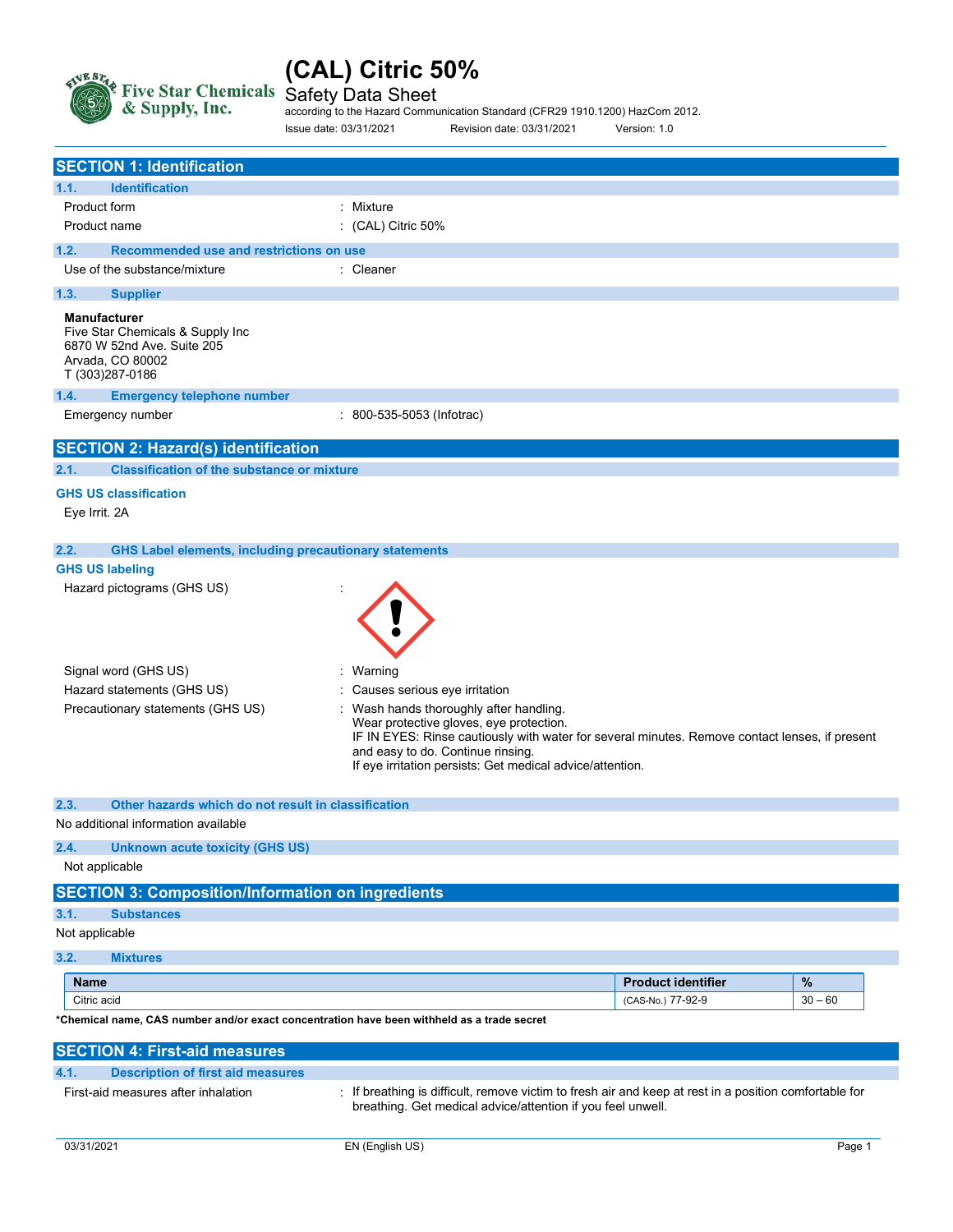# (CAL) Citric 50%

Safety Data Sheet

according to the Hazard Communication Standard (CFR29 1910.1200) HazCom 2012.

Issue date: 03/31/2021 Revision date: 03/31/2021 Version: 1.0

## SECTION 1: Identification

### 1.1. Identification

Product form : Mixture

Product name : (CAL) Citric 50%

### 1.2. Recommended use and restrictions on use

Use of the substance/mixture : Cleaner

### 1.3. Supplier

**Manufacturer**
Five Star Chemicals & Supply Inc
6870 W 52nd Ave. Suite 205
Arvada, CO 80002
T (303)287-0186

### 1.4. Emergency telephone number

Emergency number : 800-535-5053 (Infotrac)

## SECTION 2: Hazard(s) identification

### 2.1. Classification of the substance or mixture

**GHS US classification**

Eye Irrit. 2A

### 2.2. GHS Label elements, including precautionary statements

**GHS US labeling**

Hazard pictograms (GHS US) :

Signal word (GHS US) : Warning

Hazard statements (GHS US) : Causes serious eye irritation

Precautionary statements (GHS US) : Wash hands thoroughly after handling.
Wear protective gloves, eye protection.
IF IN EYES: Rinse cautiously with water for several minutes. Remove contact lenses, if present and easy to do. Continue rinsing.
If eye irritation persists: Get medical advice/attention.

### 2.3. Other hazards which do not result in classification

No additional information available

### 2.4. Unknown acute toxicity (GHS US)

Not applicable

## SECTION 3: Composition/Information on ingredients

### 3.1. Substances

Not applicable

### 3.2. Mixtures

| Name | Product identifier | % |
|---|---|---|
| Citric acid | (CAS-No.) 77-92-9 | 30 – 60 |

**\*Chemical name, CAS number and/or exact concentration have been withheld as a trade secret**

## SECTION 4: First-aid measures

### 4.1. Description of first aid measures

First-aid measures after inhalation : If breathing is difficult, remove victim to fresh air and keep at rest in a position comfortable for breathing. Get medical advice/attention if you feel unwell.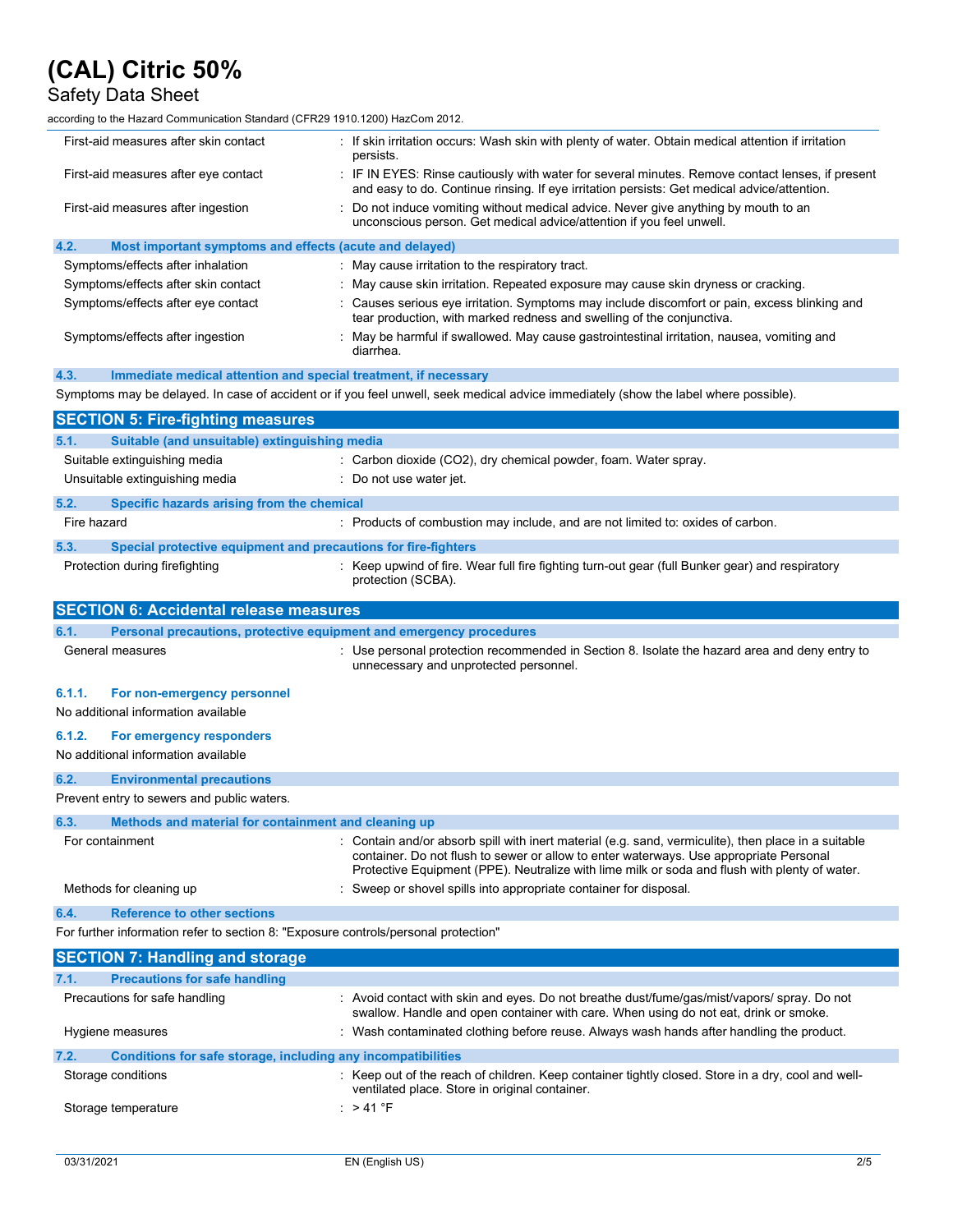First-aid measures after skin contact : If skin irritation occurs: Wash skin with plenty of water. Obtain medical attention if irritation persists.

First-aid measures after eye contact : IF IN EYES: Rinse cautiously with water for several minutes. Remove contact lenses, if present and easy to do. Continue rinsing. If eye irritation persists: Get medical advice/attention.

First-aid measures after ingestion : Do not induce vomiting without medical advice. Never give anything by mouth to an unconscious person. Get medical advice/attention if you feel unwell.

### 4.2. Most important symptoms and effects (acute and delayed)

Symptoms/effects after inhalation : May cause irritation to the respiratory tract.

Symptoms/effects after skin contact : May cause skin irritation. Repeated exposure may cause skin dryness or cracking.

Symptoms/effects after eye contact : Causes serious eye irritation. Symptoms may include discomfort or pain, excess blinking and tear production, with marked redness and swelling of the conjunctiva.

Symptoms/effects after ingestion : May be harmful if swallowed. May cause gastrointestinal irritation, nausea, vomiting and diarrhea.

### 4.3. Immediate medical attention and special treatment, if necessary

Symptoms may be delayed. In case of accident or if you feel unwell, seek medical advice immediately (show the label where possible).

## SECTION 5: Fire-fighting measures

### 5.1. Suitable (and unsuitable) extinguishing media

Suitable extinguishing media : Carbon dioxide ($CO_2$), dry chemical powder, foam. Water spray.

Unsuitable extinguishing media : Do not use water jet.

### 5.2. Specific hazards arising from the chemical

Fire hazard : Products of combustion may include, and are not limited to: oxides of carbon.

### 5.3. Special protective equipment and precautions for fire-fighters

Protection during firefighting : Keep upwind of fire. Wear full fire fighting turn-out gear (full Bunker gear) and respiratory protection (SCBA).

## SECTION 6: Accidental release measures

### 6.1. Personal precautions, protective equipment and emergency procedures

General measures : Use personal protection recommended in Section 8. Isolate the hazard area and deny entry to unnecessary and unprotected personnel.

#### 6.1.1. For non-emergency personnel

No additional information available

#### 6.1.2. For emergency responders

No additional information available

### 6.2. Environmental precautions

Prevent entry to sewers and public waters.

### 6.3. Methods and material for containment and cleaning up

For containment : Contain and/or absorb spill with inert material (e.g. sand, vermiculite), then place in a suitable container. Do not flush to sewer or allow to enter waterways. Use appropriate Personal Protective Equipment (PPE). Neutralize with lime milk or soda and flush with plenty of water.

Methods for cleaning up : Sweep or shovel spills into appropriate container for disposal.

### 6.4. Reference to other sections

For further information refer to section 8: "Exposure controls/personal protection"

## SECTION 7: Handling and storage

### 7.1. Precautions for safe handling

Precautions for safe handling : Avoid contact with skin and eyes. Do not breathe dust/fume/gas/mist/vapors/ spray. Do not swallow. Handle and open container with care. When using do not eat, drink or smoke.

Hygiene measures : Wash contaminated clothing before reuse. Always wash hands after handling the product.

### 7.2. Conditions for safe storage, including any incompatibilities

Storage conditions : Keep out of the reach of children. Keep container tightly closed. Store in a dry, cool and well-ventilated place. Store in original container.

Storage temperature : > 41 °F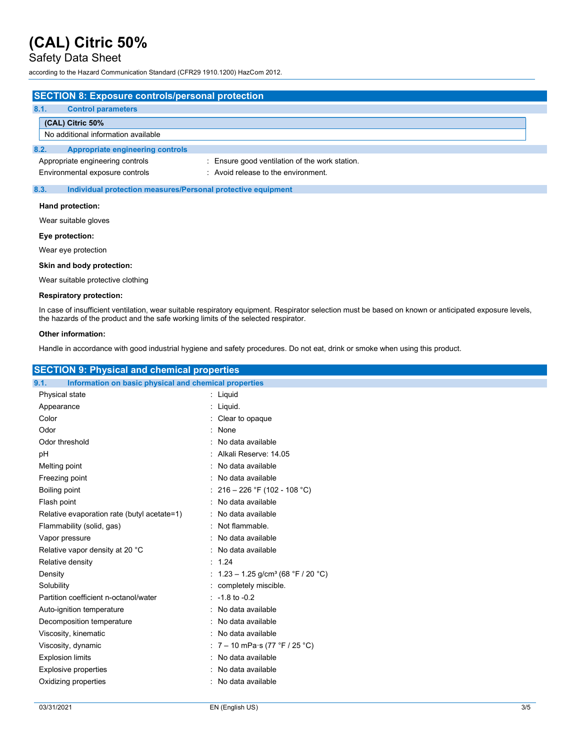## SECTION 8: Exposure controls/personal protection

### 8.1. Control parameters

| (CAL) Citric 50% |
|---|
| No additional information available |

### 8.2. Appropriate engineering controls

Appropriate engineering controls : Ensure good ventilation of the work station.

Environmental exposure controls : Avoid release to the environment.

### 8.3. Individual protection measures/Personal protective equipment

**Hand protection:**

Wear suitable gloves

**Eye protection:**

Wear eye protection

**Skin and body protection:**

Wear suitable protective clothing

**Respiratory protection:**

In case of insufficient ventilation, wear suitable respiratory equipment. Respirator selection must be based on known or anticipated exposure levels, the hazards of the product and the safe working limits of the selected respirator.

**Other information:**

Handle in accordance with good industrial hygiene and safety procedures. Do not eat, drink or smoke when using this product.

## SECTION 9: Physical and chemical properties

### 9.1. Information on basic physical and chemical properties

| Property | Value |
|---|---|
| Physical state | Liquid |
| Appearance | Liquid. |
| Color | Clear to opaque |
| Odor | None |
| Odor threshold | No data available |
| pH | Alkali Reserve: 14.05 |
| Melting point | No data available |
| Freezing point | No data available |
| Boiling point | 216 – 226 °F (102 - 108 °C) |
| Flash point | No data available |
| Relative evaporation rate (butyl acetate=1) | No data available |
| Flammability (solid, gas) | Not flammable. |
| Vapor pressure | No data available |
| Relative vapor density at 20 °C | No data available |
| Relative density | 1.24 |
| Density | 1.23 – 1.25 g/cm³ (68 °F / 20 °C) |
| Solubility | completely miscible. |
| Partition coefficient n-octanol/water | -1.8 to -0.2 |
| Auto-ignition temperature | No data available |
| Decomposition temperature | No data available |
| Viscosity, kinematic | No data available |
| Viscosity, dynamic | 7 – 10 mPa·s (77 °F / 25 °C) |
| Explosion limits | No data available |
| Explosive properties | No data available |
| Oxidizing properties | No data available |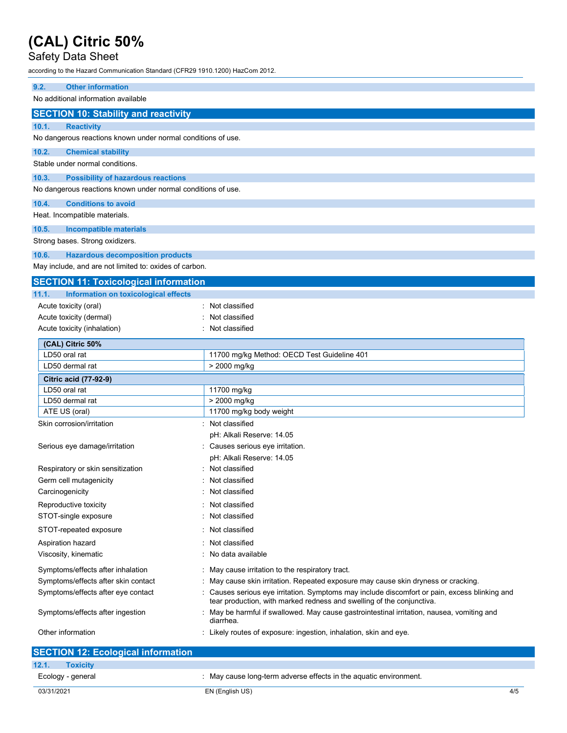### 9.2. Other information

No additional information available

## SECTION 10: Stability and reactivity

### 10.1. Reactivity

No dangerous reactions known under normal conditions of use.

### 10.2. Chemical stability

Stable under normal conditions.

### 10.3. Possibility of hazardous reactions

No dangerous reactions known under normal conditions of use.

### 10.4. Conditions to avoid

Heat. Incompatible materials.

### 10.5. Incompatible materials

Strong bases. Strong oxidizers.

### 10.6. Hazardous decomposition products

May include, and are not limited to: oxides of carbon.

## SECTION 11: Toxicological information

### 11.1. Information on toxicological effects

| | |
|---|---|
| Acute toxicity (oral) | : Not classified |
| Acute toxicity (dermal) | : Not classified |
| Acute toxicity (inhalation) | : Not classified |

| **(CAL) Citric 50%** | |
|---|---|
| LD50 oral rat | 11700 mg/kg Method: OECD Test Guideline 401 |
| LD50 dermal rat | > 2000 mg/kg |

| **Citric acid (77-92-9)** | |
|---|---|
| LD50 oral rat | 11700 mg/kg |
| LD50 dermal rat | > 2000 mg/kg |
| ATE US (oral) | 11700 mg/kg body weight |

| | |
|---|---|
| Skin corrosion/irritation | : Not classified<br>pH: Alkali Reserve: 14.05 |
| Serious eye damage/irritation | : Causes serious eye irritation.<br>pH: Alkali Reserve: 14.05 |
| Respiratory or skin sensitization | : Not classified |
| Germ cell mutagenicity | : Not classified |
| Carcinogenicity | : Not classified |
| Reproductive toxicity | : Not classified |
| STOT-single exposure | : Not classified |
| STOT-repeated exposure | : Not classified |
| Aspiration hazard | : Not classified |
| Viscosity, kinematic | : No data available |
| Symptoms/effects after inhalation | : May cause irritation to the respiratory tract. |
| Symptoms/effects after skin contact | : May cause skin irritation. Repeated exposure may cause skin dryness or cracking. |
| Symptoms/effects after eye contact | : Causes serious eye irritation. Symptoms may include discomfort or pain, excess blinking and tear production, with marked redness and swelling of the conjunctiva. |
| Symptoms/effects after ingestion | : May be harmful if swallowed. May cause gastrointestinal irritation, nausea, vomiting and diarrhea. |
| Other information | : Likely routes of exposure: ingestion, inhalation, skin and eye. |

## SECTION 12: Ecological information

### 12.1. Toxicity

| | |
|---|---|
| Ecology - general | : May cause long-term adverse effects in the aquatic environment. |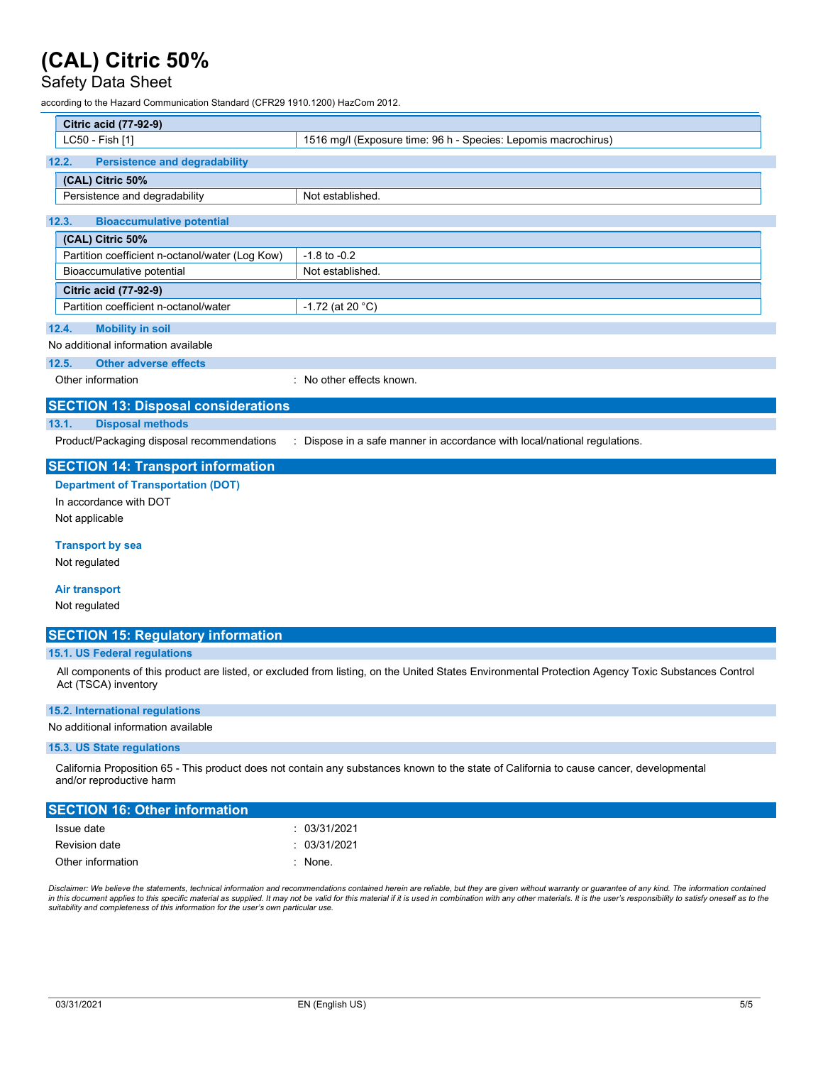| Citric acid (77-92-9) | |
| --- | --- |
| LC50 - Fish [1] | 1516 mg/l (Exposure time: 96 h - Species: Lepomis macrochirus) |

### 12.2. Persistence and degradability

| (CAL) Citric 50% | |
| --- | --- |
| Persistence and degradability | Not established. |

### 12.3. Bioaccumulative potential

| (CAL) Citric 50% | |
| --- | --- |
| Partition coefficient n-octanol/water (Log Kow) | -1.8 to -0.2 |
| Bioaccumulative potential | Not established. |
| **Citric acid (77-92-9)** | |
| Partition coefficient n-octanol/water | -1.72 (at 20 °C) |

### 12.4. Mobility in soil

No additional information available

### 12.5. Other adverse effects

Other information : No other effects known.

## SECTION 13: Disposal considerations

### 13.1. Disposal methods

Product/Packaging disposal recommendations : Dispose in a safe manner in accordance with local/national regulations.

## SECTION 14: Transport information

**Department of Transportation (DOT)**

In accordance with DOT

Not applicable

**Transport by sea**

Not regulated

**Air transport**

Not regulated

## SECTION 15: Regulatory information

### 15.1. US Federal regulations

All components of this product are listed, or excluded from listing, on the United States Environmental Protection Agency Toxic Substances Control Act (TSCA) inventory

### 15.2. International regulations

No additional information available

### 15.3. US State regulations

California Proposition 65 - This product does not contain any substances known to the state of California to cause cancer, developmental and/or reproductive harm

## SECTION 16: Other information

Issue date : 03/31/2021

Revision date : 03/31/2021

Other information : None.

*Disclaimer: We believe the statements, technical information and recommendations contained herein are reliable, but they are given without warranty or guarantee of any kind. The information contained in this document applies to this specific material as supplied. It may not be valid for this material if it is used in combination with any other materials. It is the user's responsibility to satisfy oneself as to the suitability and completeness of this information for the user's own particular use.*